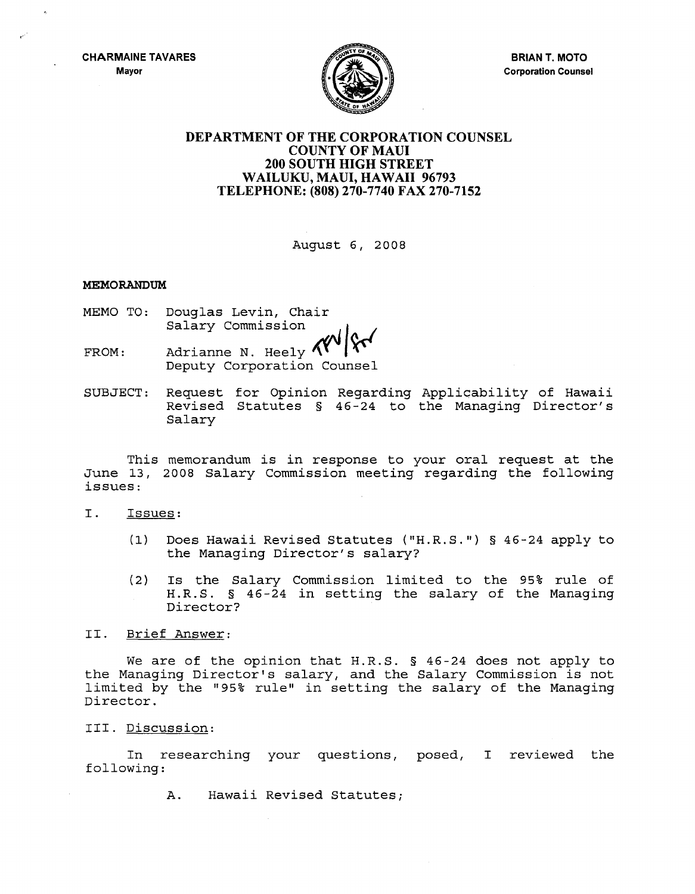CHARMAINE TAVARES
Mayor

BRIAN T. MOTO
Corporation Counsel

# DEPARTMENT OF THE CORPORATION COUNSEL
## COUNTY OF MAUI
## 200 SOUTH HIGH STREET
## WAILUKU, MAUI, HAWAII 96793
## TELEPHONE: (808) 270-7740 FAX 270-7152

August 6, 2008

**MEMORANDUM**

MEMO TO: Douglas Levin, Chair
Salary Commission

FROM: Adrianne N. Heely
Deputy Corporation Counsel

SUBJECT: Request for Opinion Regarding Applicability of Hawaii Revised Statutes § 46-24 to the Managing Director's Salary

This memorandum is in response to your oral request at the June 13, 2008 Salary Commission meeting regarding the following issues:

I. Issues:

(1) Does Hawaii Revised Statutes ("H.R.S.") § 46-24 apply to the Managing Director's salary?

(2) Is the Salary Commission limited to the 95% rule of H.R.S. § 46-24 in setting the salary of the Managing Director?

II. Brief Answer:

We are of the opinion that H.R.S. § 46-24 does not apply to the Managing Director's salary, and the Salary Commission is not limited by the "95% rule" in setting the salary of the Managing Director.

III. Discussion:

In researching your questions, posed, I reviewed the following:

A. Hawaii Revised Statutes;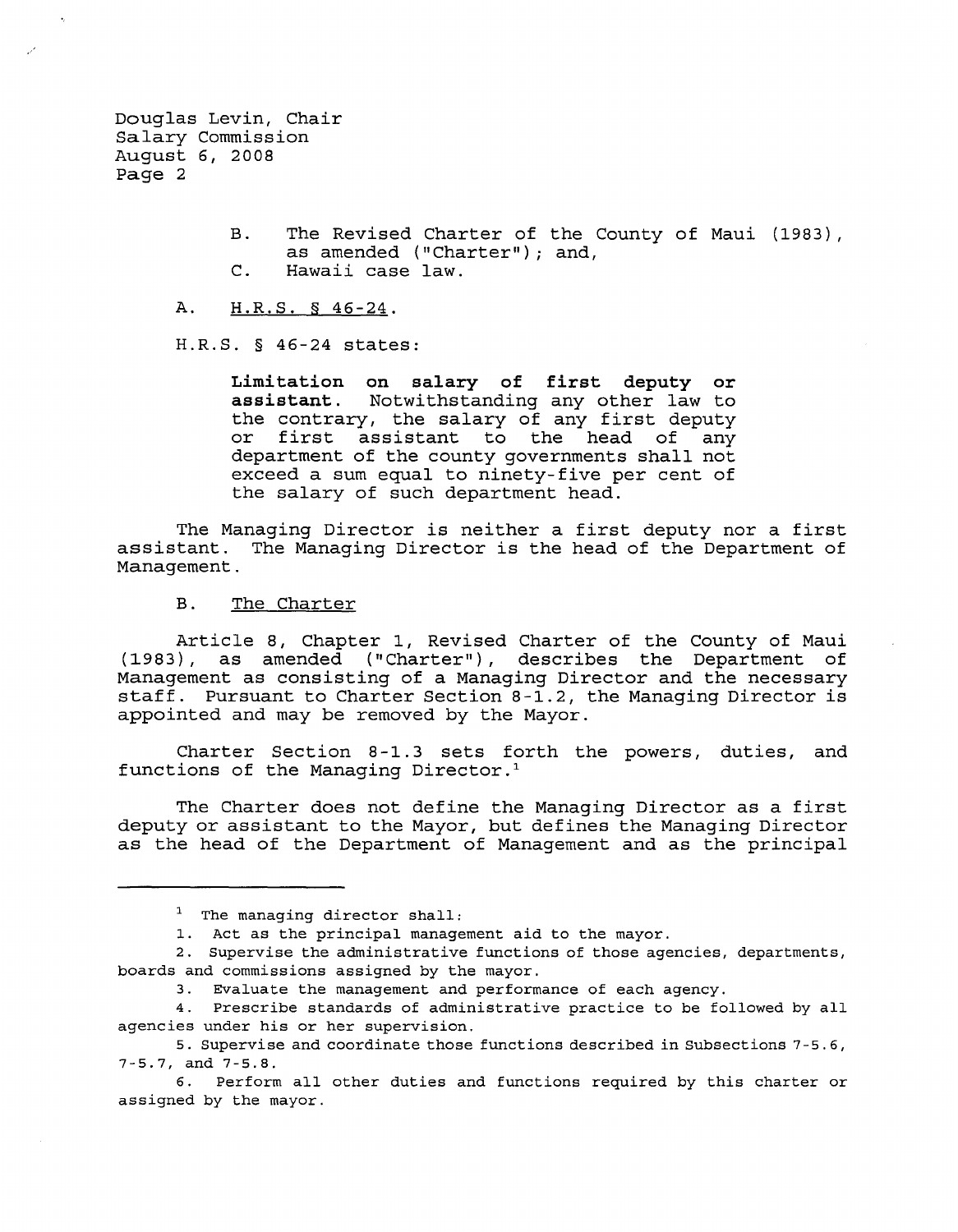B. The Revised Charter of the County of Maui (1983), as amended ("Charter"); and,
C. Hawaii case law.

A. <u>H.R.S. § 46-24</u>.

H.R.S. § 46-24 states:

> **Limitation on salary of first deputy or assistant.** Notwithstanding any other law to the contrary, the salary of any first deputy or first assistant to the head of any department of the county governments shall not exceed a sum equal to ninety-five per cent of the salary of such department head.

The Managing Director is neither a first deputy nor a first assistant. The Managing Director is the head of the Department of Management.

B. <u>The Charter</u>

Article 8, Chapter 1, Revised Charter of the County of Maui (1983), as amended ("Charter"), describes the Department of Management as consisting of a Managing Director and the necessary staff. Pursuant to Charter Section 8-1.2, the Managing Director is appointed and may be removed by the Mayor.

Charter Section 8-1.3 sets forth the powers, duties, and functions of the Managing Director.[1]

The Charter does not define the Managing Director as a first deputy or assistant to the Mayor, but defines the Managing Director as the head of the Department of Management and as the principal

---

[1] The managing director shall:

1. Act as the principal management aid to the mayor.
2. Supervise the administrative functions of those agencies, departments, boards and commissions assigned by the mayor.
3. Evaluate the management and performance of each agency.
4. Prescribe standards of administrative practice to be followed by all agencies under his or her supervision.
5. Supervise and coordinate those functions described in Subsections 7-5.6, 7-5.7, and 7-5.8.
6. Perform all other duties and functions required by this charter or assigned by the mayor.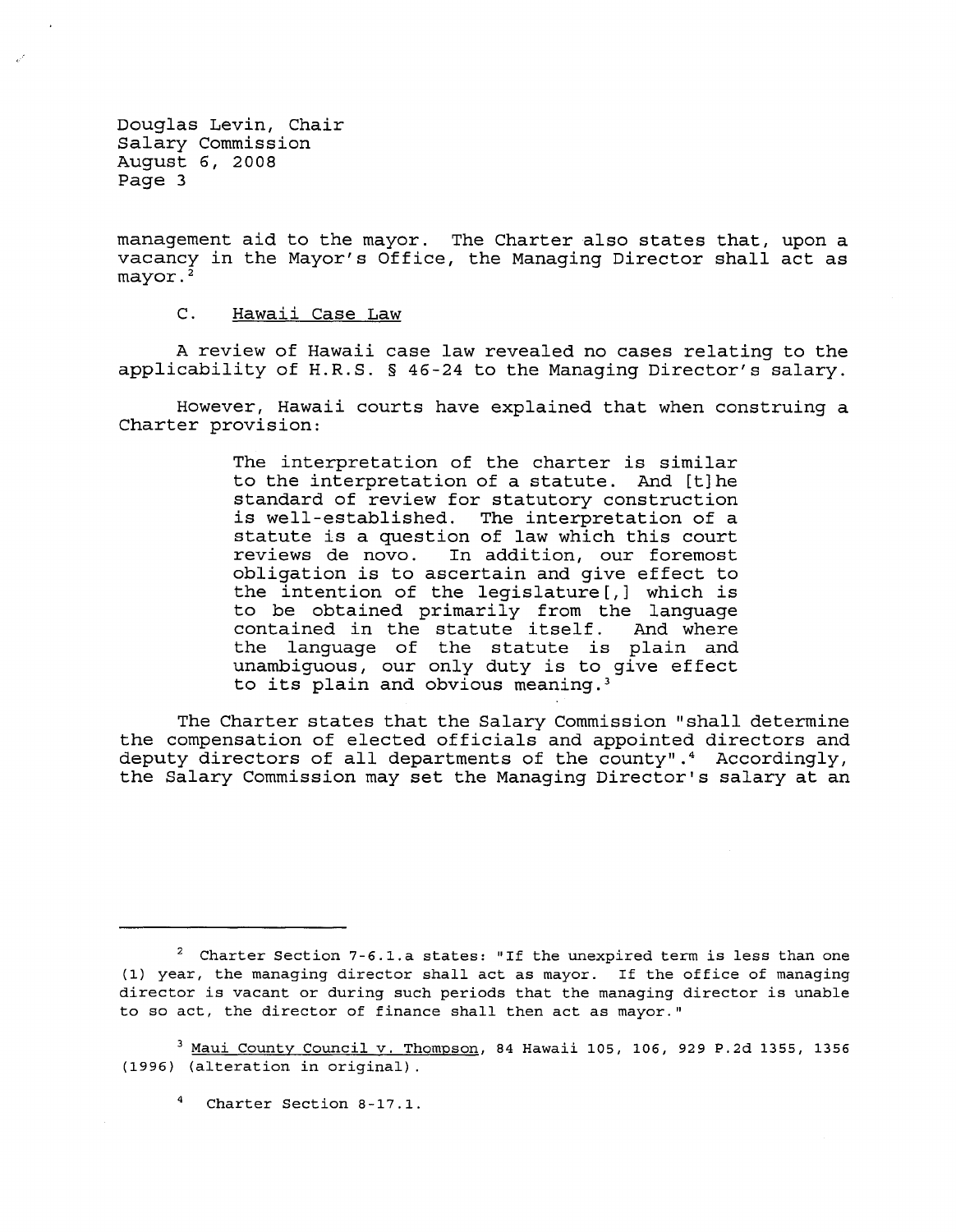management aid to the mayor. The Charter also states that, upon a vacancy in the Mayor's Office, the Managing Director shall act as mayor.[2]

C. Hawaii Case Law

A review of Hawaii case law revealed no cases relating to the applicability of H.R.S. § 46-24 to the Managing Director's salary.

However, Hawaii courts have explained that when construing a Charter provision:

> The interpretation of the charter is similar to the interpretation of a statute. And [t]he standard of review for statutory construction is well-established. The interpretation of a statute is a question of law which this court reviews de novo. In addition, our foremost obligation is to ascertain and give effect to the intention of the legislature[,] which is to be obtained primarily from the language contained in the statute itself. And where the language of the statute is plain and unambiguous, our only duty is to give effect to its plain and obvious meaning.[3]

The Charter states that the Salary Commission "shall determine the compensation of elected officials and appointed directors and deputy directors of all departments of the county".[4] Accordingly, the Salary Commission may set the Managing Director's salary at an

---

[2] Charter Section 7-6.1.a states: "If the unexpired term is less than one (1) year, the managing director shall act as mayor. If the office of managing director is vacant or during such periods that the managing director is unable to so act, the director of finance shall then act as mayor."

[3] Maui County Council v. Thompson, 84 Hawaii 105, 106, 929 P.2d 1355, 1356 (1996) (alteration in original).

[4] Charter Section 8-17.1.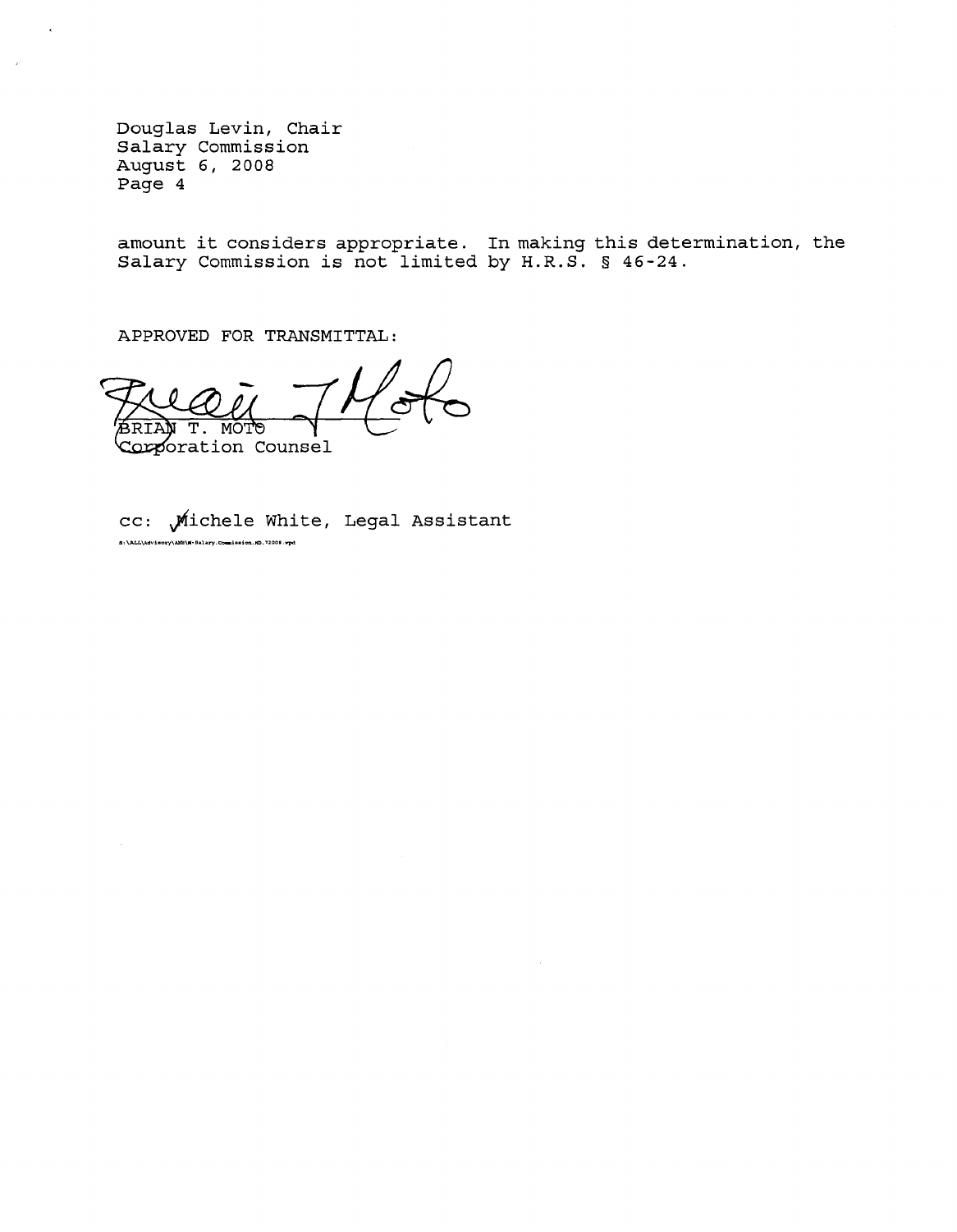amount it considers appropriate. In making this determination, the Salary Commission is not limited by H.R.S. § 46-24.

APPROVED FOR TRANSMITTAL:

BRIAN T. MOTO
Corporation Counsel

cc: Michele White, Legal Assistant